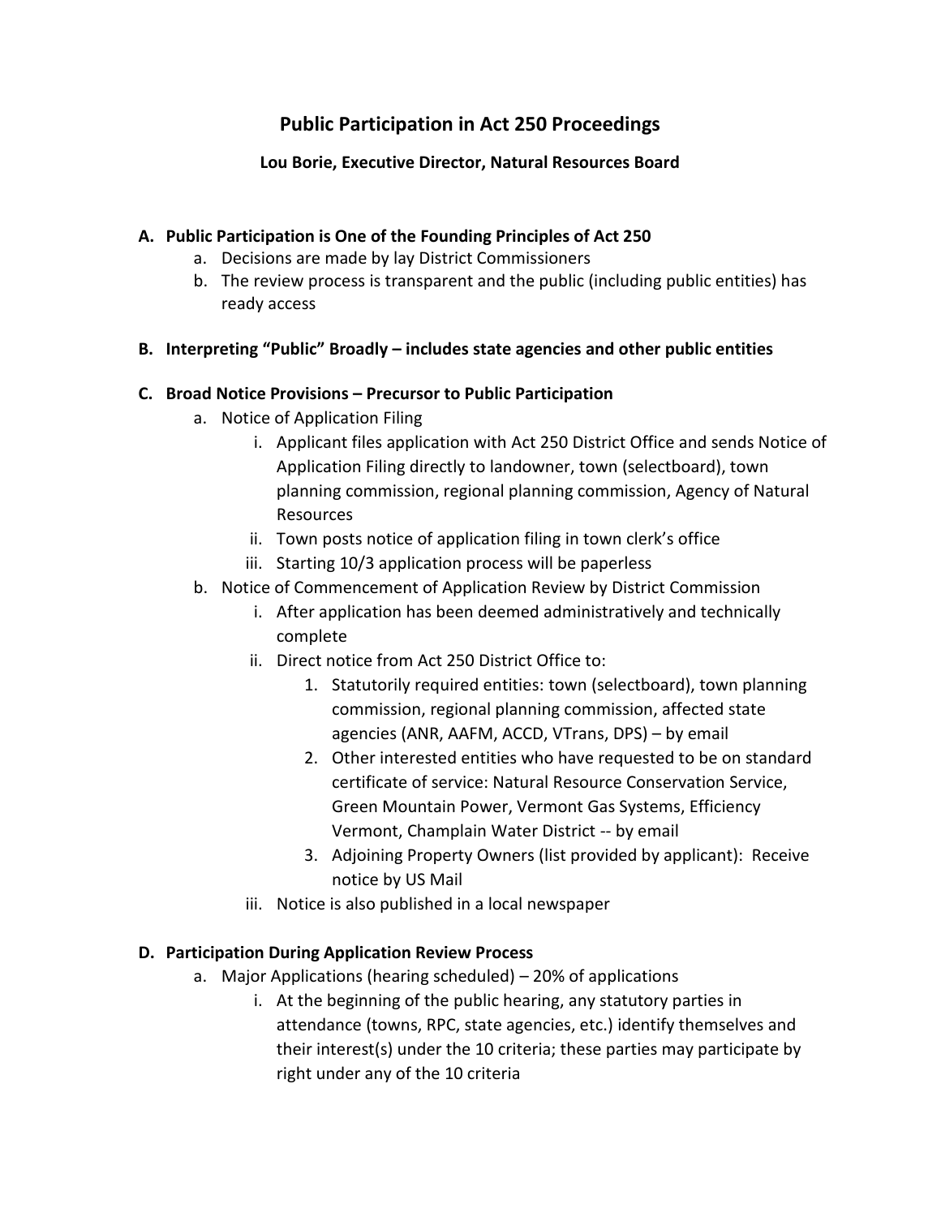# Public Participation in Act 250 Proceedings

**Lou Borie, Executive Director, Natural Resources Board**

## A. Public Participation is One of the Founding Principles of Act 250

a. Decisions are made by lay District Commissioners
b. The review process is transparent and the public (including public entities) has ready access

## B. Interpreting "Public" Broadly – includes state agencies and other public entities

## C. Broad Notice Provisions – Precursor to Public Participation

a. Notice of Application Filing
   i. Applicant files application with Act 250 District Office and sends Notice of Application Filing directly to landowner, town (selectboard), town planning commission, regional planning commission, Agency of Natural Resources
   ii. Town posts notice of application filing in town clerk's office
   iii. Starting 10/3 application process will be paperless
b. Notice of Commencement of Application Review by District Commission
   i. After application has been deemed administratively and technically complete
   ii. Direct notice from Act 250 District Office to:
      1. Statutorily required entities: town (selectboard), town planning commission, regional planning commission, affected state agencies (ANR, AAFM, ACCD, VTrans, DPS) – by email
      2. Other interested entities who have requested to be on standard certificate of service: Natural Resource Conservation Service, Green Mountain Power, Vermont Gas Systems, Efficiency Vermont, Champlain Water District -- by email
      3. Adjoining Property Owners (list provided by applicant): Receive notice by US Mail
   iii. Notice is also published in a local newspaper

## D. Participation During Application Review Process

a. Major Applications (hearing scheduled) – 20% of applications
   i. At the beginning of the public hearing, any statutory parties in attendance (towns, RPC, state agencies, etc.) identify themselves and their interest(s) under the 10 criteria; these parties may participate by right under any of the 10 criteria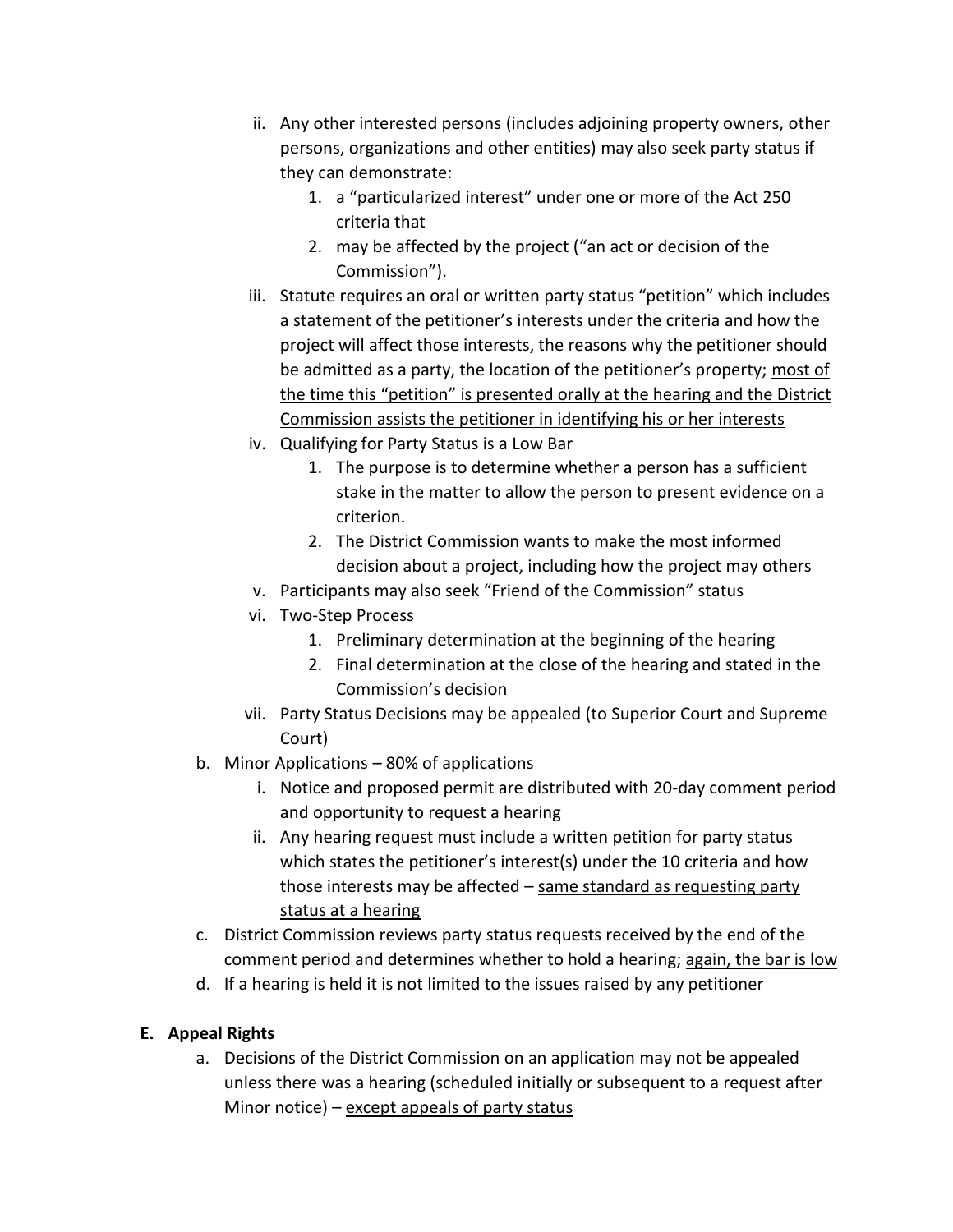- ii. Any other interested persons (includes adjoining property owners, other persons, organizations and other entities) may also seek party status if they can demonstrate:
    1. a "particularized interest" under one or more of the Act 250 criteria that
    2. may be affected by the project ("an act or decision of the Commission").
- iii. Statute requires an oral or written party status "petition" which includes a statement of the petitioner's interests under the criteria and how the project will affect those interests, the reasons why the petitioner should be admitted as a party, the location of the petitioner's property; <u>most of the time this "petition" is presented orally at the hearing and the District Commission assists the petitioner in identifying his or her interests</u>
- iv. Qualifying for Party Status is a Low Bar
    1. The purpose is to determine whether a person has a sufficient stake in the matter to allow the person to present evidence on a criterion.
    2. The District Commission wants to make the most informed decision about a project, including how the project may others
- v. Participants may also seek "Friend of the Commission" status
- vi. Two-Step Process
    1. Preliminary determination at the beginning of the hearing
    2. Final determination at the close of the hearing and stated in the Commission's decision
- vii. Party Status Decisions may be appealed (to Superior Court and Supreme Court)

b. Minor Applications – 80% of applications
- i. Notice and proposed permit are distributed with 20-day comment period and opportunity to request a hearing
- ii. Any hearing request must include a written petition for party status which states the petitioner's interest(s) under the 10 criteria and how those interests may be affected – <u>same standard as requesting party status at a hearing</u>

c. District Commission reviews party status requests received by the end of the comment period and determines whether to hold a hearing; <u>again, the bar is low</u>

d. If a hearing is held it is not limited to the issues raised by any petitioner

## E. Appeal Rights

a. Decisions of the District Commission on an application may not be appealed unless there was a hearing (scheduled initially or subsequent to a request after Minor notice) – <u>except appeals of party status</u>